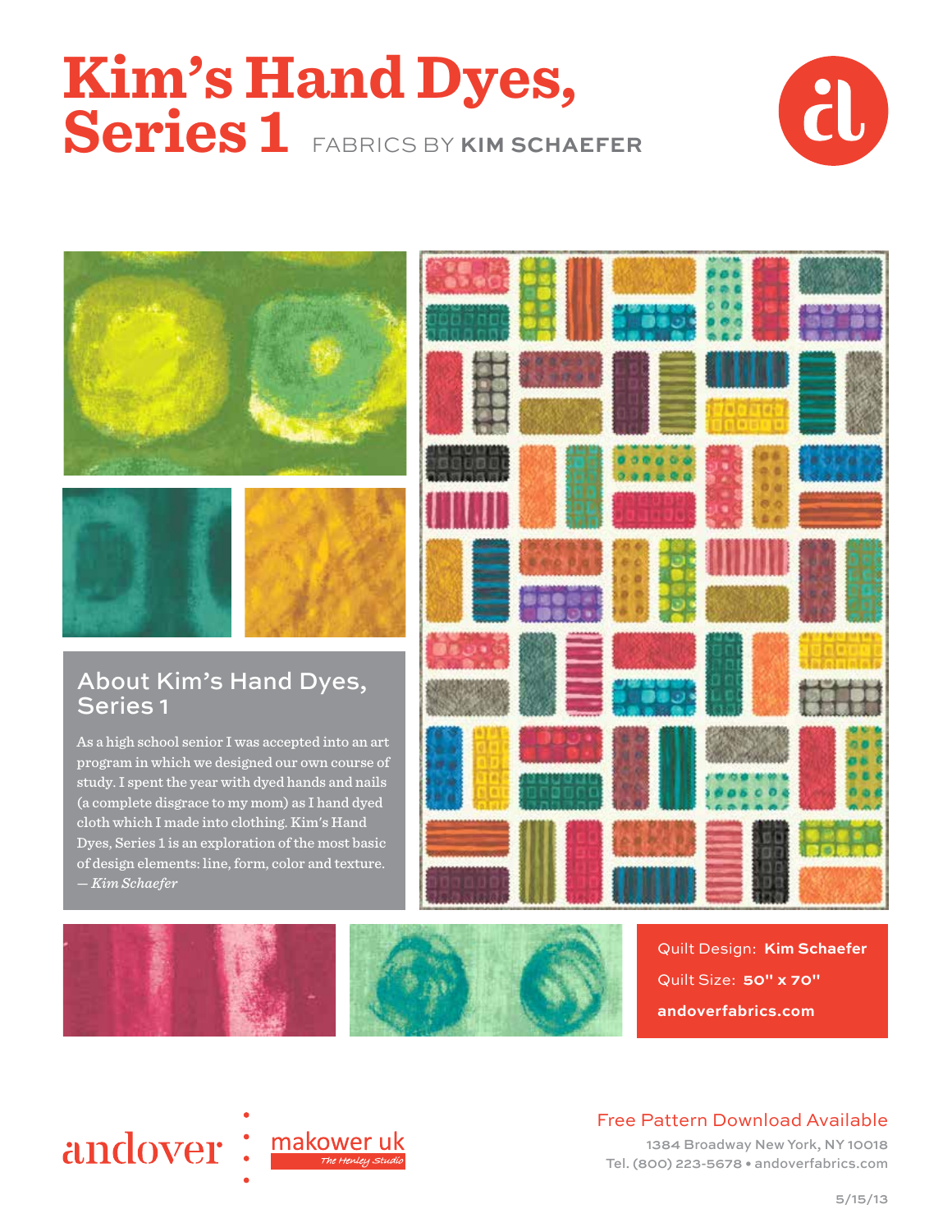# Kim's Hand Dyes, Series 1

FABRICS BY **KIM SCHAEFER**

## About Kim's Hand Dyes, Series 1

As a high school senior I was accepted into an art program in which we designed our own course of study. I spent the year with dyed hands and nails (a complete disgrace to my mom) as I hand dyed cloth which I made into clothing. Kim's Hand Dyes, Series 1 is an exploration of the most basic of design elements: line, form, color and texture.
*— Kim Schaefer*

Quilt Design: **Kim Schaefer**

Quilt Size: **50" x 70"**

**andoverfabrics.com**

andover

makower uk
The Henley Studio

Free Pattern Download Available

1384 Broadway New York, NY 10018
Tel. (800) 223-5678 • andoverfabrics.com

5/15/13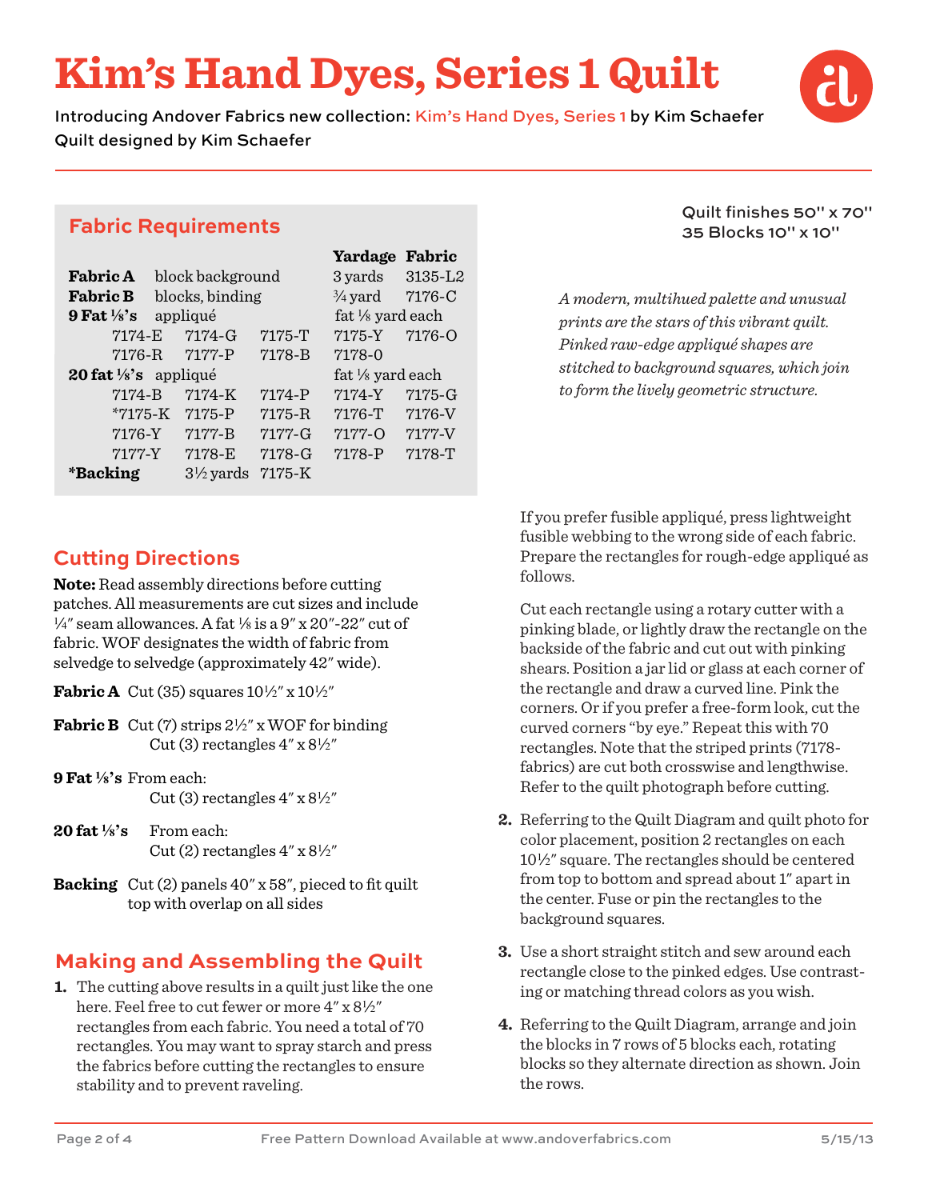# Kim's Hand Dyes, Series 1 Quilt

Introducing Andover Fabrics new collection: Kim's Hand Dyes, Series 1 by Kim Schaefer
Quilt designed by Kim Schaefer

## Fabric Requirements

| | | | Yardage | Fabric |
|---|---|---|---|---|
| **Fabric A** | block background | | 3 yards | 3135-L2 |
| **Fabric B** | blocks, binding | | ¾ yard | 7176-C |
| **9 Fat ⅛'s** | appliqué | | fat ⅛ yard each | |
| 7174-E | 7174-G | 7175-T | 7175-Y | 7176-O |
| 7176-R | 7177-P | 7178-B | 7178-0 | |
| **20 fat ⅛'s** | appliqué | | fat ⅛ yard each | |
| 7174-B | 7174-K | 7174-P | 7174-Y | 7175-G |
| *7175-K | 7175-P | 7175-R | 7176-T | 7176-V |
| 7176-Y | 7177-B | 7177-G | 7177-O | 7177-V |
| 7177-Y | 7178-E | 7178-G | 7178-P | 7178-T |
| ***Backing** | 3½ yards | 7175-K | | |

Quilt finishes 50" x 70"
35 Blocks 10" x 10"

*A modern, multihued palette and unusual prints are the stars of this vibrant quilt. Pinked raw-edge appliqué shapes are stitched to background squares, which join to form the lively geometric structure.*

## Cutting Directions

**Note:** Read assembly directions before cutting patches. All measurements are cut sizes and include ¼" seam allowances. A fat ⅛ is a 9" x 20"-22" cut of fabric. WOF designates the width of fabric from selvedge to selvedge (approximately 42" wide).

**Fabric A** Cut (35) squares 10½" x 10½"

**Fabric B** Cut (7) strips 2½" x WOF for binding
Cut (3) rectangles 4" x 8½"

**9 Fat ⅛'s** From each:
Cut (3) rectangles 4" x 8½"

**20 fat ⅛'s** From each:
Cut (2) rectangles 4" x 8½"

**Backing** Cut (2) panels 40" x 58", pieced to fit quilt top with overlap on all sides

## Making and Assembling the Quilt

1. The cutting above results in a quilt just like the one here. Feel free to cut fewer or more 4" x 8½" rectangles from each fabric. You need a total of 70 rectangles. You may want to spray starch and press the fabrics before cutting the rectangles to ensure stability and to prevent raveling.

   If you prefer fusible appliqué, press lightweight fusible webbing to the wrong side of each fabric. Prepare the rectangles for rough-edge appliqué as follows.

   Cut each rectangle using a rotary cutter with a pinking blade, or lightly draw the rectangle on the backside of the fabric and cut out with pinking shears. Position a jar lid or glass at each corner of the rectangle and draw a curved line. Pink the corners. Or if you prefer a free-form look, cut the curved corners "by eye." Repeat this with 70 rectangles. Note that the striped prints (7178-fabrics) are cut both crosswise and lengthwise. Refer to the quilt photograph before cutting.

2. Referring to the Quilt Diagram and quilt photo for color placement, position 2 rectangles on each 10½" square. The rectangles should be centered from top to bottom and spread about 1" apart in the center. Fuse or pin the rectangles to the background squares.

3. Use a short straight stitch and sew around each rectangle close to the pinked edges. Use contrasting or matching thread colors as you wish.

4. Referring to the Quilt Diagram, arrange and join the blocks in 7 rows of 5 blocks each, rotating blocks so they alternate direction as shown. Join the rows.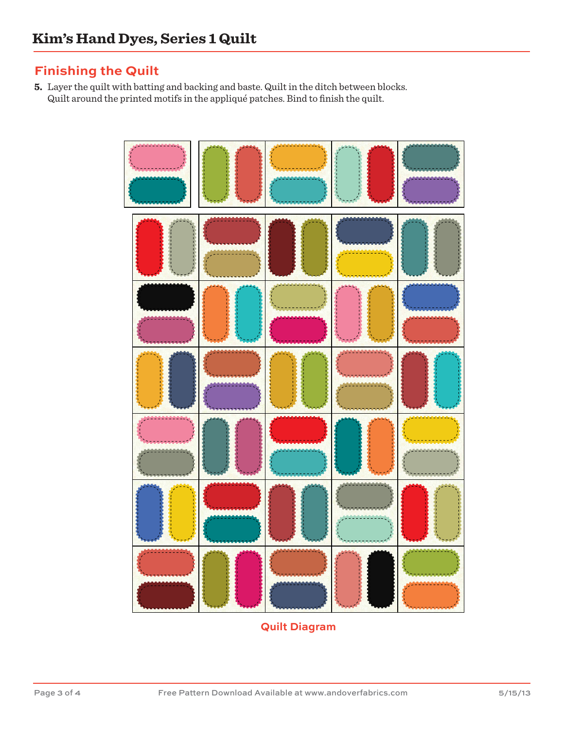# Kim's Hand Dyes, Series 1 Quilt

## Finishing the Quilt

5. Layer the quilt with batting and backing and baste. Quilt in the ditch between blocks. Quilt around the printed motifs in the appliqué patches. Bind to finish the quilt.

Quilt Diagram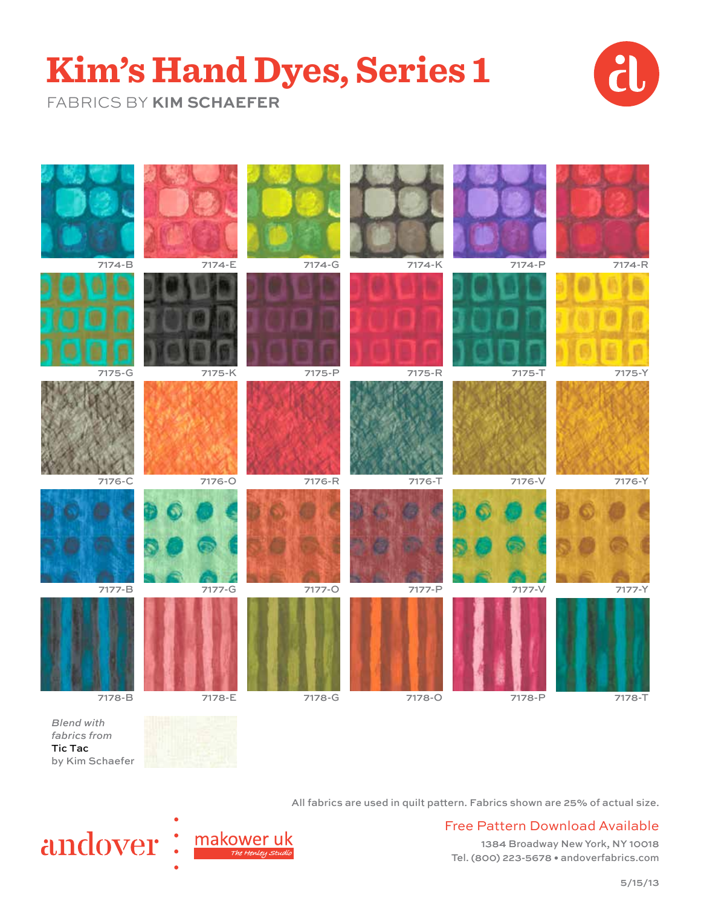# Kim's Hand Dyes, Series 1

FABRICS BY **KIM SCHAEFER**

7174-B
7174-E
7174-G
7174-K
7174-P
7174-R

7175-G
7175-K
7175-P
7175-R
7175-T
7175-Y

7176-C
7176-O
7176-R
7176-T
7176-V
7176-Y

7177-B
7177-G
7177-O
7177-P
7177-V
7177-Y

7178-B
7178-E
7178-G
7178-O
7178-P
7178-T

*Blend with fabrics from*
Tic Tac
by Kim Schaefer

All fabrics are used in quilt pattern. Fabrics shown are 25% of actual size.

andover
makower uk
The Henley Studio

Free Pattern Download Available

1384 Broadway New York, NY 10018
Tel. (800) 223-5678 • andoverfabrics.com

5/15/13